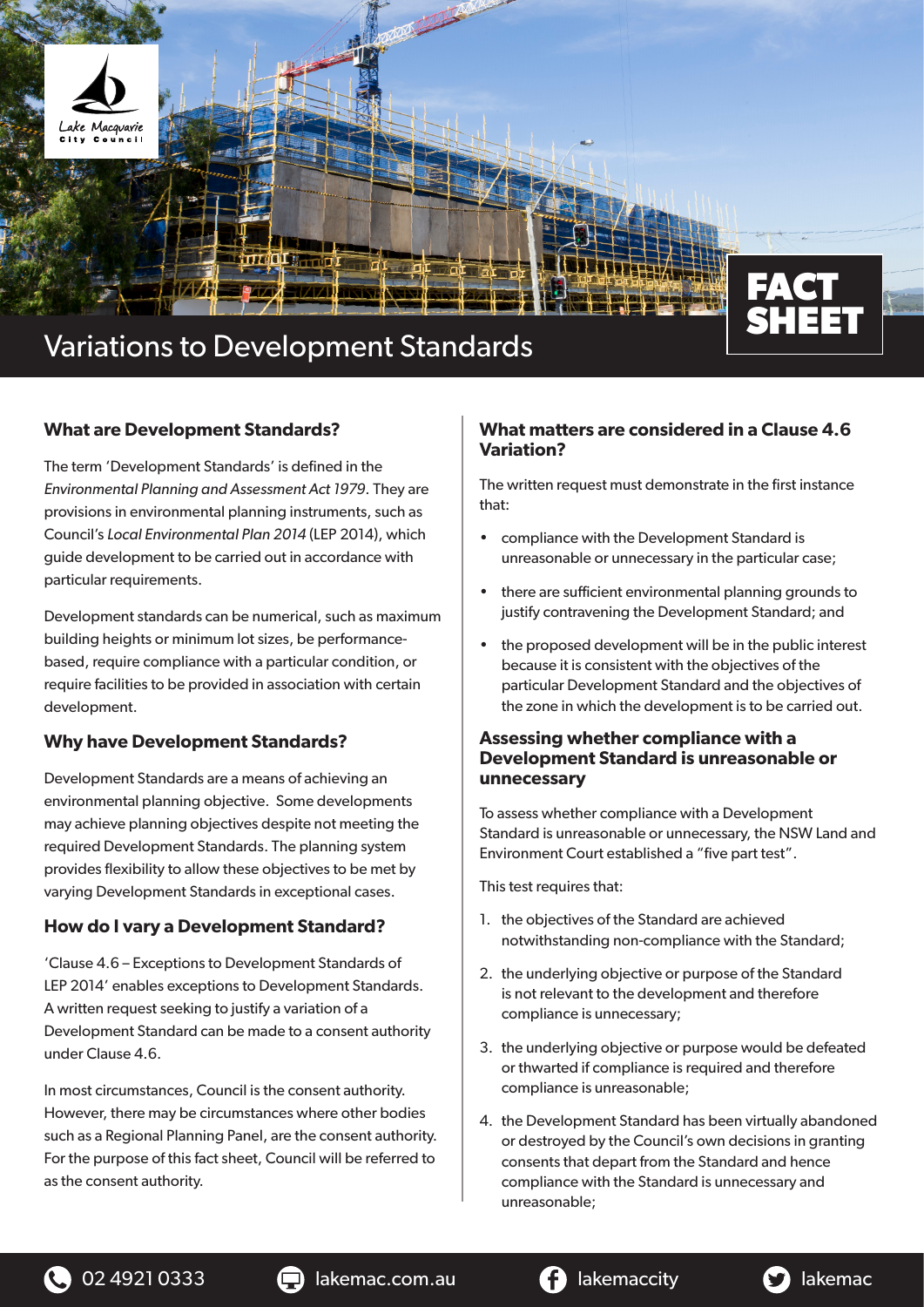# Variations to Development Standards

FACT SHEET

## What are Development Standards?

The term 'Development Standards' is defined in the *Environmental Planning and Assessment Act 1979*. They are provisions in environmental planning instruments, such as Council's *Local Environmental Plan 2014* (LEP 2014), which guide development to be carried out in accordance with particular requirements.

Development standards can be numerical, such as maximum building heights or minimum lot sizes, be performance-based, require compliance with a particular condition, or require facilities to be provided in association with certain development.

## Why have Development Standards?

Development Standards are a means of achieving an environmental planning objective. Some developments may achieve planning objectives despite not meeting the required Development Standards. The planning system provides flexibility to allow these objectives to be met by varying Development Standards in exceptional cases.

## How do I vary a Development Standard?

'Clause 4.6 – Exceptions to Development Standards of LEP 2014' enables exceptions to Development Standards. A written request seeking to justify a variation of a Development Standard can be made to a consent authority under Clause 4.6.

In most circumstances, Council is the consent authority. However, there may be circumstances where other bodies such as a Regional Planning Panel, are the consent authority. For the purpose of this fact sheet, Council will be referred to as the consent authority.

## What matters are considered in a Clause 4.6 Variation?

The written request must demonstrate in the first instance that:

- compliance with the Development Standard is unreasonable or unnecessary in the particular case;
- there are sufficient environmental planning grounds to justify contravening the Development Standard; and
- the proposed development will be in the public interest because it is consistent with the objectives of the particular Development Standard and the objectives of the zone in which the development is to be carried out.

## Assessing whether compliance with a Development Standard is unreasonable or unnecessary

To assess whether compliance with a Development Standard is unreasonable or unnecessary, the NSW Land and Environment Court established a "five part test".

This test requires that:

1. the objectives of the Standard are achieved notwithstanding non-compliance with the Standard;
2. the underlying objective or purpose of the Standard is not relevant to the development and therefore compliance is unnecessary;
3. the underlying objective or purpose would be defeated or thwarted if compliance is required and therefore compliance is unreasonable;
4. the Development Standard has been virtually abandoned or destroyed by the Council's own decisions in granting consents that depart from the Standard and hence compliance with the Standard is unnecessary and unreasonable;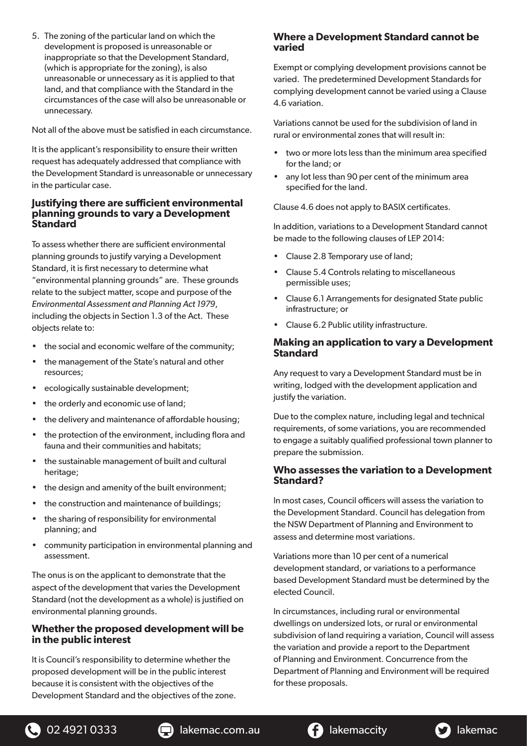5. The zoning of the particular land on which the development is proposed is unreasonable or inappropriate so that the Development Standard, (which is appropriate for the zoning), is also unreasonable or unnecessary as it is applied to that land, and that compliance with the Standard in the circumstances of the case will also be unreasonable or unnecessary.

Not all of the above must be satisfied in each circumstance.

It is the applicant's responsibility to ensure their written request has adequately addressed that compliance with the Development Standard is unreasonable or unnecessary in the particular case.

### Justifying there are sufficient environmental planning grounds to vary a Development Standard

To assess whether there are sufficient environmental planning grounds to justify varying a Development Standard, it is first necessary to determine what "environmental planning grounds" are. These grounds relate to the subject matter, scope and purpose of the *Environmental Assessment and Planning Act 1979*, including the objects in Section 1.3 of the Act. These objects relate to:

- the social and economic welfare of the community;
- the management of the State's natural and other resources;
- ecologically sustainable development;
- the orderly and economic use of land;
- the delivery and maintenance of affordable housing;
- the protection of the environment, including flora and fauna and their communities and habitats;
- the sustainable management of built and cultural heritage;
- the design and amenity of the built environment;
- the construction and maintenance of buildings;
- the sharing of responsibility for environmental planning; and
- community participation in environmental planning and assessment.

The onus is on the applicant to demonstrate that the aspect of the development that varies the Development Standard (not the development as a whole) is justified on environmental planning grounds.

### Whether the proposed development will be in the public interest

It is Council's responsibility to determine whether the proposed development will be in the public interest because it is consistent with the objectives of the Development Standard and the objectives of the zone.

### Where a Development Standard cannot be varied

Exempt or complying development provisions cannot be varied. The predetermined Development Standards for complying development cannot be varied using a Clause 4.6 variation.

Variations cannot be used for the subdivision of land in rural or environmental zones that will result in:

- two or more lots less than the minimum area specified for the land; or
- any lot less than 90 per cent of the minimum area specified for the land.

Clause 4.6 does not apply to BASIX certificates.

In addition, variations to a Development Standard cannot be made to the following clauses of LEP 2014:

- Clause 2.8 Temporary use of land;
- Clause 5.4 Controls relating to miscellaneous permissible uses;
- Clause 6.1 Arrangements for designated State public infrastructure; or
- Clause 6.2 Public utility infrastructure.

### Making an application to vary a Development Standard

Any request to vary a Development Standard must be in writing, lodged with the development application and justify the variation.

Due to the complex nature, including legal and technical requirements, of some variations, you are recommended to engage a suitably qualified professional town planner to prepare the submission.

### Who assesses the variation to a Development Standard?

In most cases, Council officers will assess the variation to the Development Standard. Council has delegation from the NSW Department of Planning and Environment to assess and determine most variations.

Variations more than 10 per cent of a numerical development standard, or variations to a performance based Development Standard must be determined by the elected Council.

In circumstances, including rural or environmental dwellings on undersized lots, or rural or environmental subdivision of land requiring a variation, Council will assess the variation and provide a report to the Department of Planning and Environment. Concurrence from the Department of Planning and Environment will be required for these proposals.

02 4921 0333 | lakemac.com.au | lakemaccity | lakemac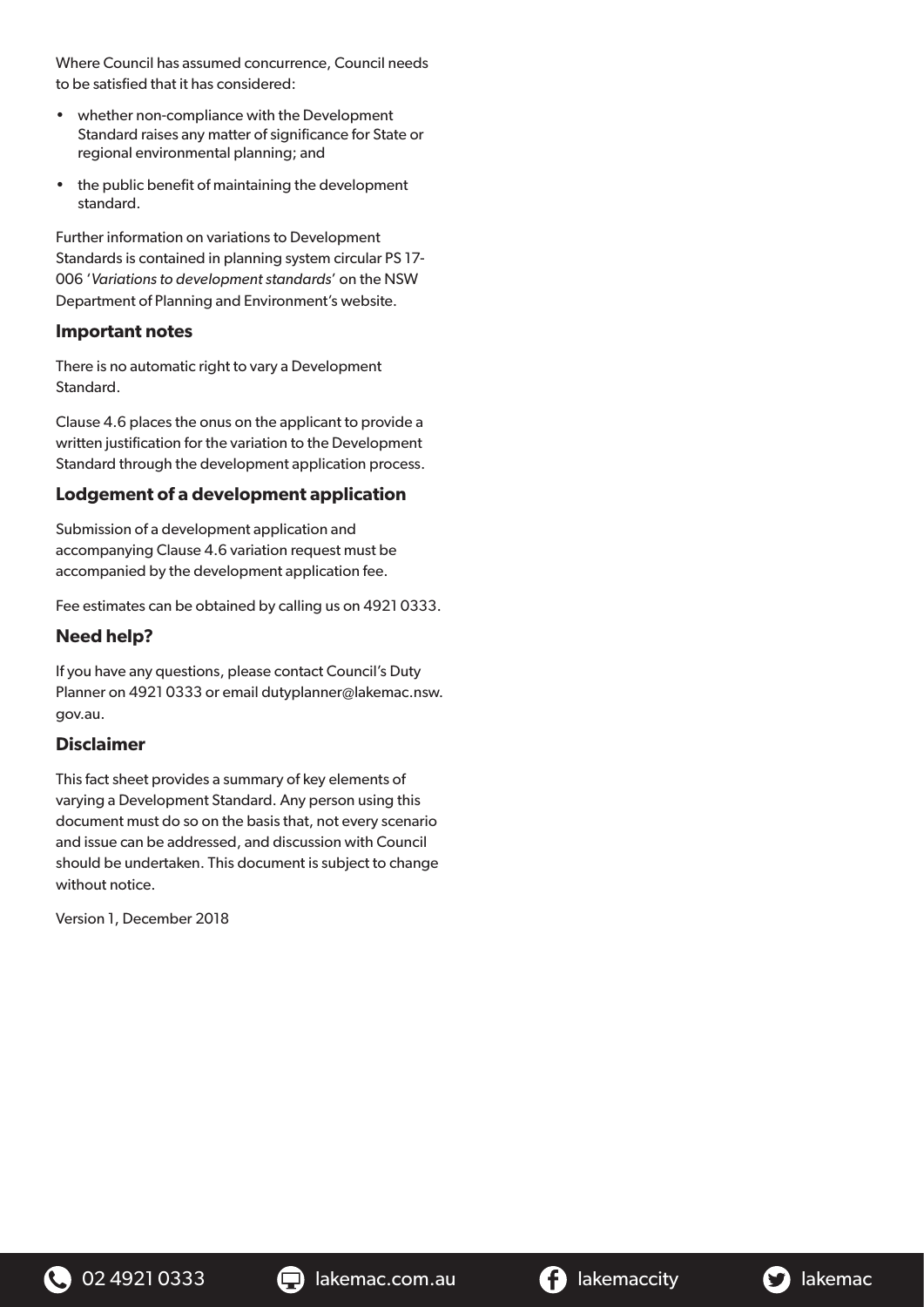Where Council has assumed concurrence, Council needs to be satisfied that it has considered:

- whether non-compliance with the Development Standard raises any matter of significance for State or regional environmental planning; and
- the public benefit of maintaining the development standard.

Further information on variations to Development Standards is contained in planning system circular PS 17-006 '*Variations to development standards*' on the NSW Department of Planning and Environment's website.

### Important notes

There is no automatic right to vary a Development Standard.

Clause 4.6 places the onus on the applicant to provide a written justification for the variation to the Development Standard through the development application process.

### Lodgement of a development application

Submission of a development application and accompanying Clause 4.6 variation request must be accompanied by the development application fee.

Fee estimates can be obtained by calling us on 4921 0333.

### Need help?

If you have any questions, please contact Council's Duty Planner on 4921 0333 or email dutyplanner@lakemac.nsw.gov.au.

### Disclaimer

This fact sheet provides a summary of key elements of varying a Development Standard. Any person using this document must do so on the basis that, not every scenario and issue can be addressed, and discussion with Council should be undertaken. This document is subject to change without notice.

Version 1, December 2018

02 4921 0333 lakemac.com.au lakemaccity lakemac